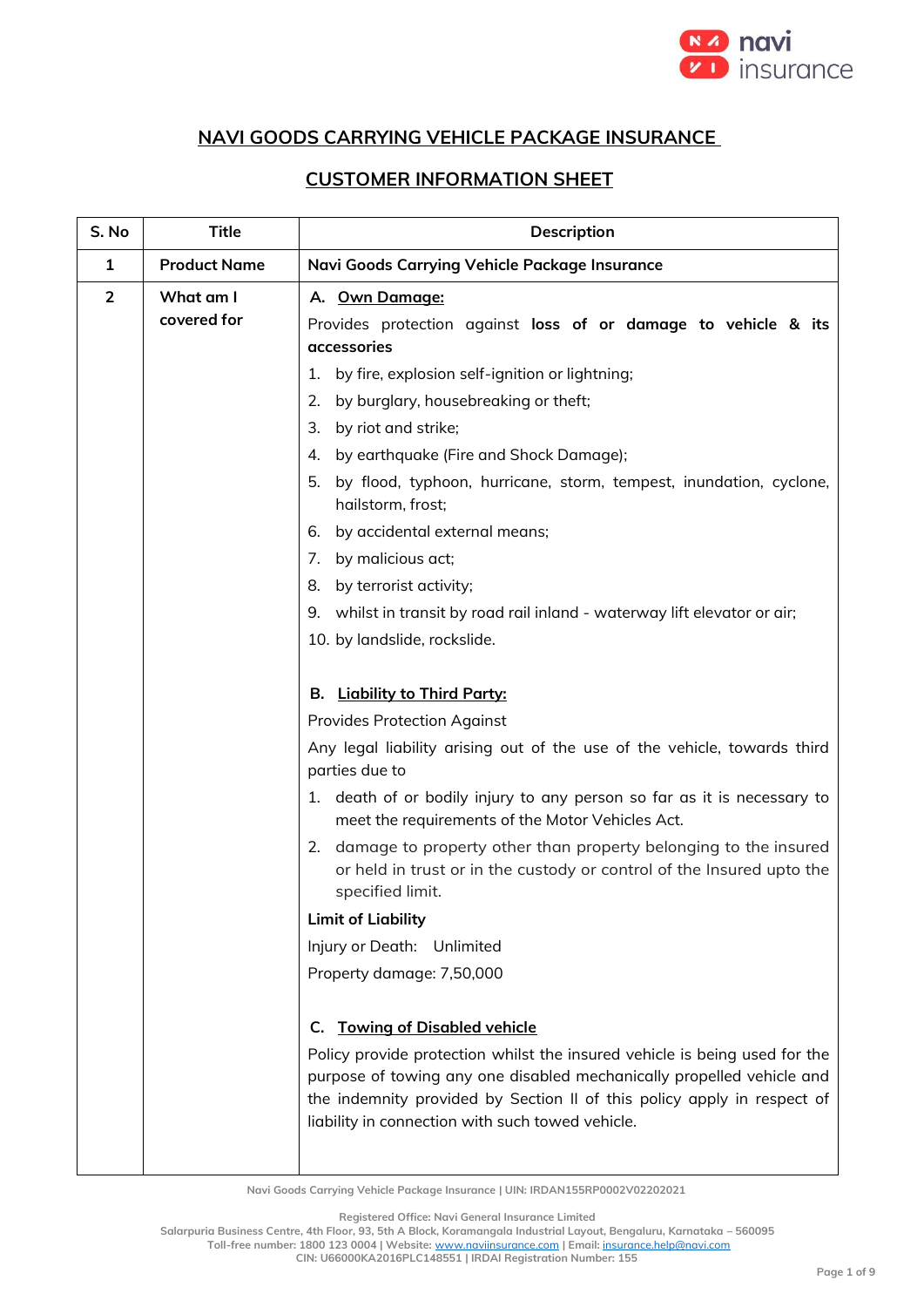# NAVI GOODS CARRYING VEHICLE PACKAGE INSURANCE

## CUSTOMER INFORMATION SHEET

| S. No | Title | Description |
|---|---|---|
| 1 | Product Name | Navi Goods Carrying Vehicle Package Insurance |
| 2 | What am I covered for | **A. Own Damage:**<br>Provides protection against **loss of or damage to vehicle & its accessories**<br>1. by fire, explosion self-ignition or lightning;<br>2. by burglary, housebreaking or theft;<br>3. by riot and strike;<br>4. by earthquake (Fire and Shock Damage);<br>5. by flood, typhoon, hurricane, storm, tempest, inundation, cyclone, hailstorm, frost;<br>6. by accidental external means;<br>7. by malicious act;<br>8. by terrorist activity;<br>9. whilst in transit by road rail inland - waterway lift elevator or air;<br>10. by landslide, rockslide.<br><br>**B. Liability to Third Party:**<br>Provides Protection Against<br>Any legal liability arising out of the use of the vehicle, towards third parties due to<br>1. death of or bodily injury to any person so far as it is necessary to meet the requirements of the Motor Vehicles Act.<br>2. damage to property other than property belonging to the insured or held in trust or in the custody or control of the Insured upto the specified limit.<br>**Limit of Liability**<br>Injury or Death: Unlimited<br>Property damage: 7,50,000<br><br>**C. Towing of Disabled vehicle**<br>Policy provide protection whilst the insured vehicle is being used for the purpose of towing any one disabled mechanically propelled vehicle and the indemnity provided by Section II of this policy apply in respect of liability in connection with such towed vehicle. |

Navi Goods Carrying Vehicle Package Insurance | UIN: IRDAN155RP0002V02202021

Registered Office: Navi General Insurance Limited
Salarpuria Business Centre, 4th Floor, 93, 5th A Block, Koramangala Industrial Layout, Bengaluru, Karnataka – 560095
Toll-free number: 1800 123 0004 | Website: www.naviinsurance.com | Email: insurance.help@navi.com
CIN: U66000KA2016PLC148551 | IRDAI Registration Number: 155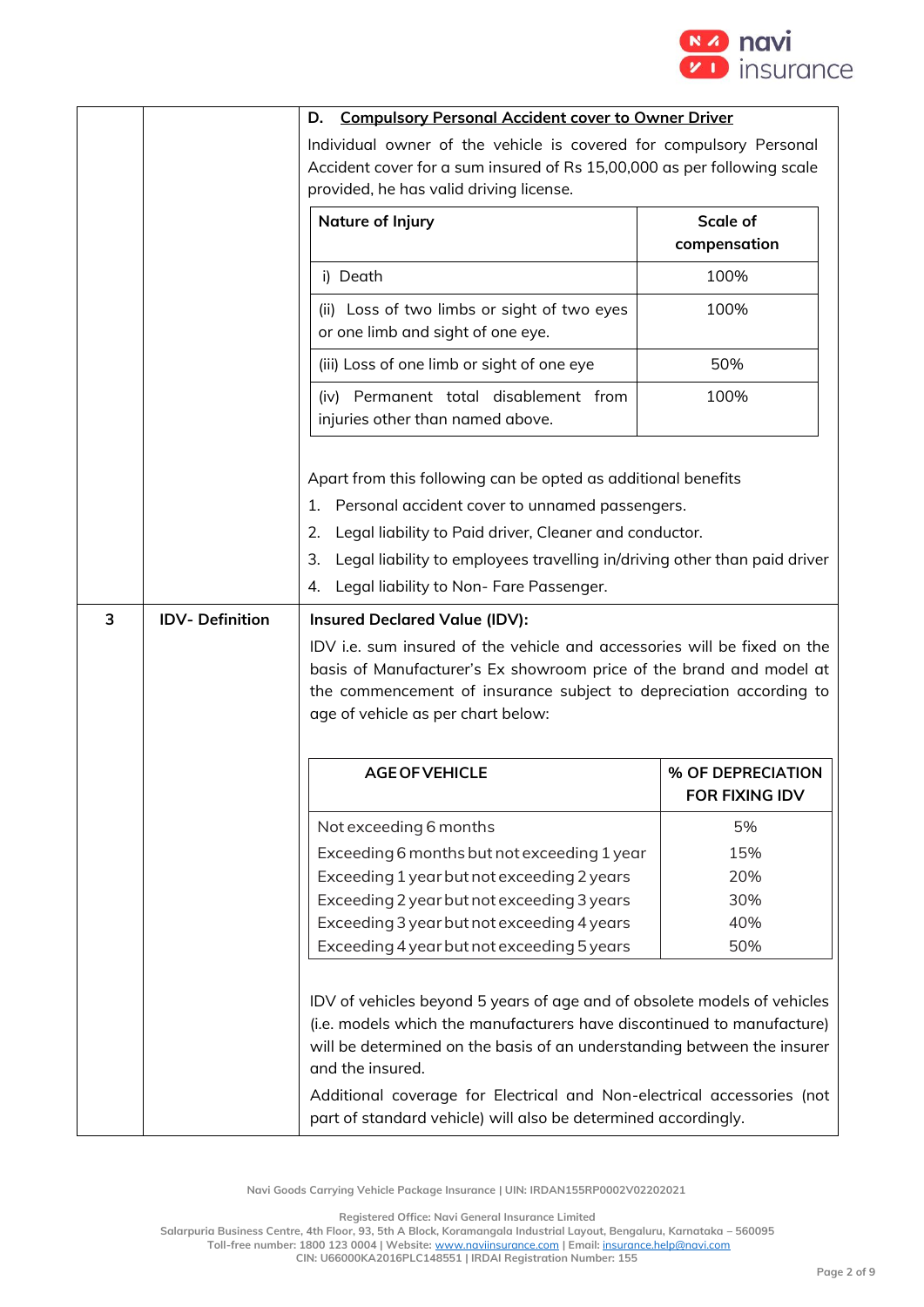| | | |
|---|---|---|
| | | **D. <u>Compulsory Personal Accident cover to Owner Driver</u>** |

**D. Compulsory Personal Accident cover to Owner Driver**

Individual owner of the vehicle is covered for compulsory Personal Accident cover for a sum insured of Rs 15,00,000 as per following scale provided, he has valid driving license.

| Nature of Injury | Scale of compensation |
|---|---|
| i) Death | 100% |
| (ii) Loss of two limbs or sight of two eyes or one limb and sight of one eye. | 100% |
| (iii) Loss of one limb or sight of one eye | 50% |
| (iv) Permanent total disablement from injuries other than named above. | 100% |

Apart from this following can be opted as additional benefits

1. Personal accident cover to unnamed passengers.
2. Legal liability to Paid driver, Cleaner and conductor.
3. Legal liability to employees travelling in/driving other than paid driver
4. Legal liability to Non- Fare Passenger.

**3 IDV- Definition**

**Insured Declared Value (IDV):**

IDV i.e. sum insured of the vehicle and accessories will be fixed on the basis of Manufacturer's Ex showroom price of the brand and model at the commencement of insurance subject to depreciation according to age of vehicle as per chart below:

| AGE OF VEHICLE | % OF DEPRECIATION FOR FIXING IDV |
|---|---|
| Not exceeding 6 months | 5% |
| Exceeding 6 months but not exceeding 1 year | 15% |
| Exceeding 1 year but not exceeding 2 years | 20% |
| Exceeding 2 year but not exceeding 3 years | 30% |
| Exceeding 3 year but not exceeding 4 years | 40% |
| Exceeding 4 year but not exceeding 5 years | 50% |

IDV of vehicles beyond 5 years of age and of obsolete models of vehicles (i.e. models which the manufacturers have discontinued to manufacture) will be determined on the basis of an understanding between the insurer and the insured.

Additional coverage for Electrical and Non-electrical accessories (not part of standard vehicle) will also be determined accordingly.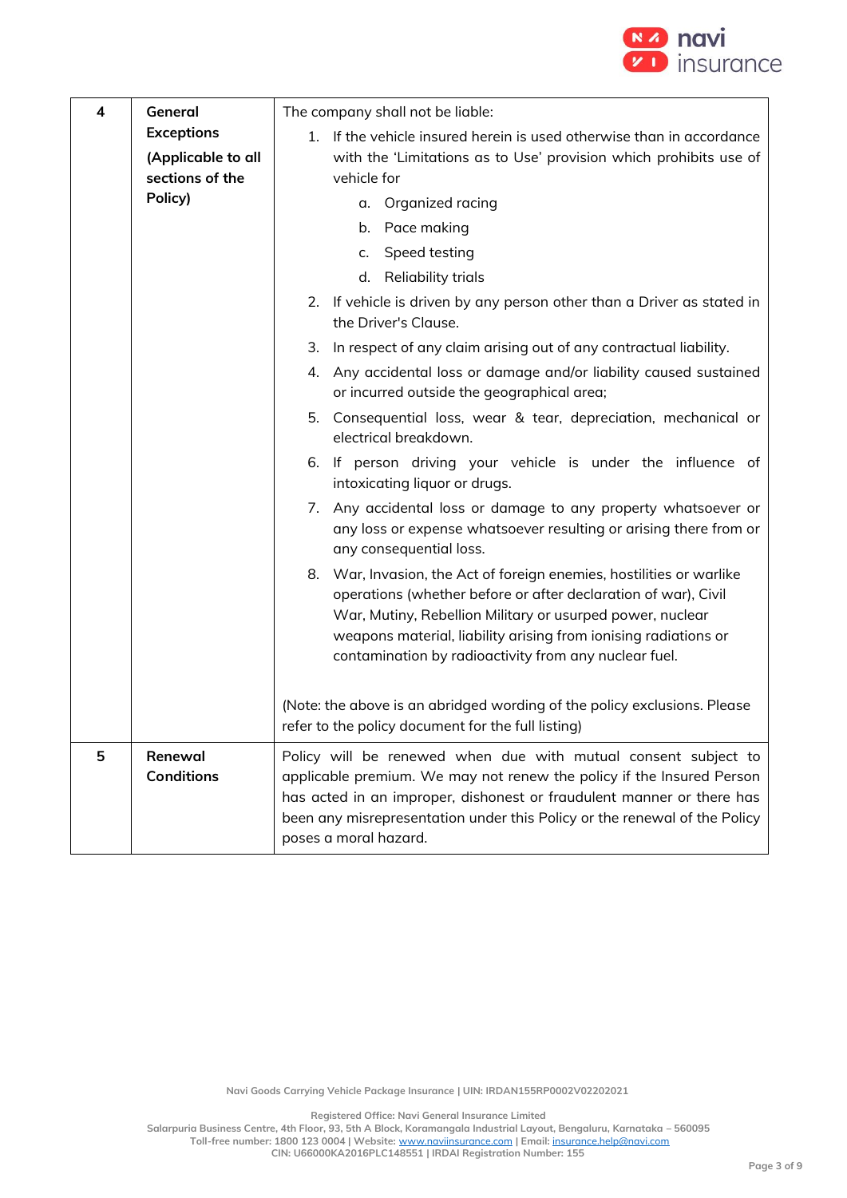| 4 | **General Exceptions (Applicable to all sections of the Policy)** | The company shall not be liable:<br>1. If the vehicle insured herein is used otherwise than in accordance with the 'Limitations as to Use' provision which prohibits use of vehicle for<br>a. Organized racing<br>b. Pace making<br>c. Speed testing<br>d. Reliability trials<br>2. If vehicle is driven by any person other than a Driver as stated in the Driver's Clause.<br>3. In respect of any claim arising out of any contractual liability.<br>4. Any accidental loss or damage and/or liability caused sustained or incurred outside the geographical area;<br>5. Consequential loss, wear & tear, depreciation, mechanical or electrical breakdown.<br>6. If person driving your vehicle is under the influence of intoxicating liquor or drugs.<br>7. Any accidental loss or damage to any property whatsoever or any loss or expense whatsoever resulting or arising there from or any consequential loss.<br>8. War, Invasion, the Act of foreign enemies, hostilities or warlike operations (whether before or after declaration of war), Civil War, Mutiny, Rebellion Military or usurped power, nuclear weapons material, liability arising from ionising radiations or contamination by radioactivity from any nuclear fuel.<br><br>(Note: the above is an abridged wording of the policy exclusions. Please refer to the policy document for the full listing) |
|---|---|---|
| 5 | **Renewal Conditions** | Policy will be renewed when due with mutual consent subject to applicable premium. We may not renew the policy if the Insured Person has acted in an improper, dishonest or fraudulent manner or there has been any misrepresentation under this Policy or the renewal of the Policy poses a moral hazard. |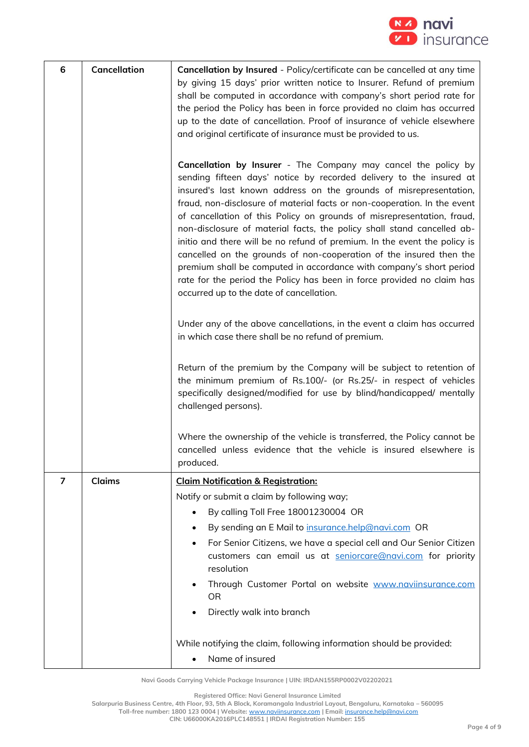| 6 | Cancellation | **Cancellation by Insured** - Policy/certificate can be cancelled at any time by giving 15 days' prior written notice to Insurer. Refund of premium shall be computed in accordance with company's short period rate for the period the Policy has been in force provided no claim has occurred up to the date of cancellation. Proof of insurance of vehicle elsewhere and original certificate of insurance must be provided to us.<br><br>**Cancellation by Insurer** - The Company may cancel the policy by sending fifteen days' notice by recorded delivery to the insured at insured's last known address on the grounds of misrepresentation, fraud, non-disclosure of material facts or non-cooperation. In the event of cancellation of this Policy on grounds of misrepresentation, fraud, non-disclosure of material facts, the policy shall stand cancelled ab-initio and there will be no refund of premium. In the event the policy is cancelled on the grounds of non-cooperation of the insured then the premium shall be computed in accordance with company's short period rate for the period the Policy has been in force provided no claim has occurred up to the date of cancellation.<br><br>Under any of the above cancellations, in the event a claim has occurred in which case there shall be no refund of premium.<br><br>Return of the premium by the Company will be subject to retention of the minimum premium of Rs.100/- (or Rs.25/- in respect of vehicles specifically designed/modified for use by blind/handicapped/ mentally challenged persons).<br><br>Where the ownership of the vehicle is transferred, the Policy cannot be cancelled unless evidence that the vehicle is insured elsewhere is produced. |
|---|---|---|
| 7 | Claims | **<u>Claim Notification & Registration:</u>**<br>Notify or submit a claim by following way;<br>• By calling Toll Free 18001230004 OR<br>• By sending an E Mail to insurance.help@navi.com OR<br>• For Senior Citizens, we have a special cell and Our Senior Citizen customers can email us at seniorcare@navi.com for priority resolution<br>• Through Customer Portal on website www.naviinsurance.com OR<br>• Directly walk into branch<br><br>While notifying the claim, following information should be provided:<br>• Name of insured |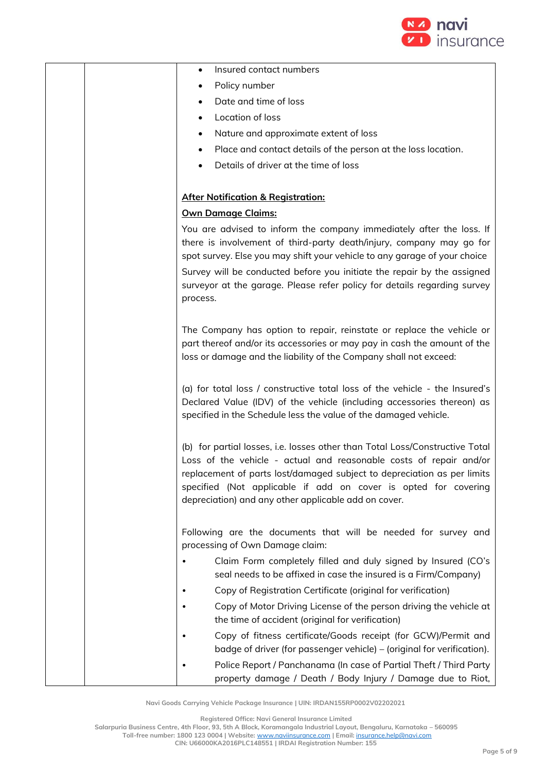| | | • Insured contact numbers<br>• Policy number<br>• Date and time of loss<br>• Location of loss<br>• Nature and approximate extent of loss<br>• Place and contact details of the person at the loss location.<br>• Details of driver at the time of loss<br><br>**After Notification & Registration:**<br>**Own Damage Claims:**<br>You are advised to inform the company immediately after the loss. If there is involvement of third-party death/injury, company may go for spot survey. Else you may shift your vehicle to any garage of your choice<br>Survey will be conducted before you initiate the repair by the assigned surveyor at the garage. Please refer policy for details regarding survey process.<br><br>The Company has option to repair, reinstate or replace the vehicle or part thereof and/or its accessories or may pay in cash the amount of the loss or damage and the liability of the Company shall not exceed:<br><br>(a) for total loss / constructive total loss of the vehicle - the Insured's Declared Value (IDV) of the vehicle (including accessories thereon) as specified in the Schedule less the value of the damaged vehicle.<br><br>(b) for partial losses, i.e. losses other than Total Loss/Constructive Total Loss of the vehicle - actual and reasonable costs of repair and/or replacement of parts lost/damaged subject to depreciation as per limits specified (Not applicable if add on cover is opted for covering depreciation) and any other applicable add on cover.<br><br>Following are the documents that will be needed for survey and processing of Own Damage claim:<br>• Claim Form completely filled and duly signed by Insured (CO's seal needs to be affixed in case the insured is a Firm/Company)<br>• Copy of Registration Certificate (original for verification)<br>• Copy of Motor Driving License of the person driving the vehicle at the time of accident (original for verification)<br>• Copy of fitness certificate/Goods receipt (for GCW)/Permit and badge of driver (for passenger vehicle) – (original for verification).<br>• Police Report / Panchanama (In case of Partial Theft / Third Party property damage / Death / Body Injury / Damage due to Riot, |
|---|---|---|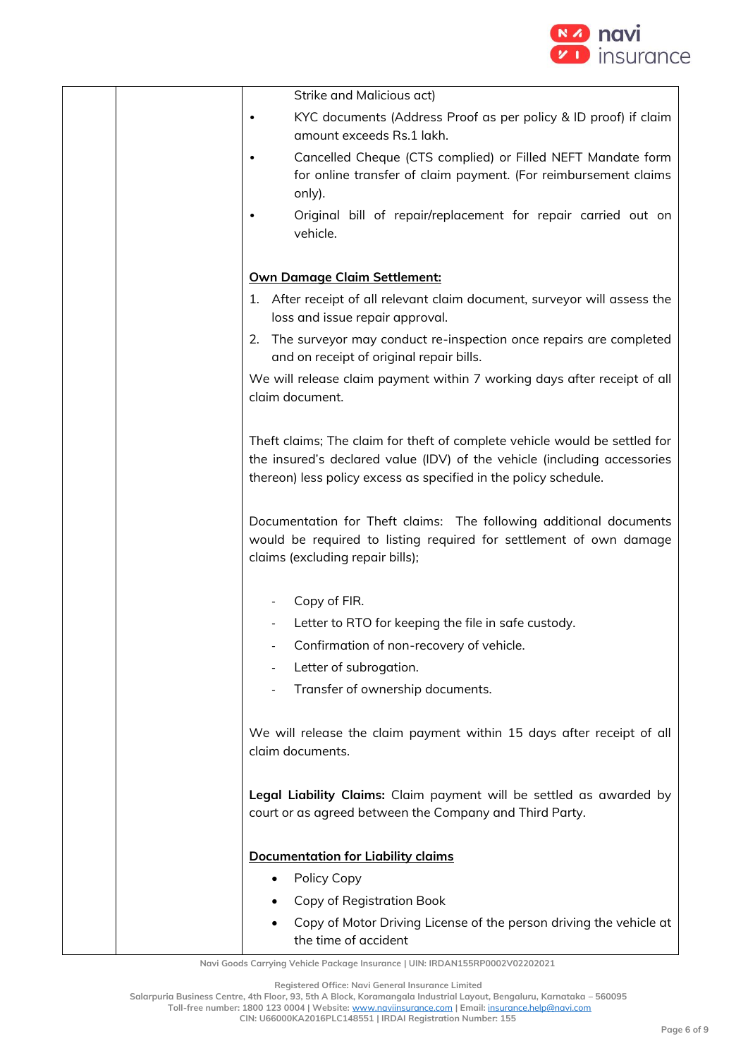| | | Strike and Malicious act)<br>• KYC documents (Address Proof as per policy & ID proof) if claim amount exceeds Rs.1 lakh.<br>• Cancelled Cheque (CTS complied) or Filled NEFT Mandate form for online transfer of claim payment. (For reimbursement claims only).<br>• Original bill of repair/replacement for repair carried out on vehicle.<br><br>**Own Damage Claim Settlement:**<br>1. After receipt of all relevant claim document, surveyor will assess the loss and issue repair approval.<br>2. The surveyor may conduct re-inspection once repairs are completed and on receipt of original repair bills.<br>We will release claim payment within 7 working days after receipt of all claim document.<br><br>Theft claims; The claim for theft of complete vehicle would be settled for the insured's declared value (IDV) of the vehicle (including accessories thereon) less policy excess as specified in the policy schedule.<br><br>Documentation for Theft claims: The following additional documents would be required to listing required for settlement of own damage claims (excluding repair bills);<br><br>- Copy of FIR.<br>- Letter to RTO for keeping the file in safe custody.<br>- Confirmation of non-recovery of vehicle.<br>- Letter of subrogation.<br>- Transfer of ownership documents.<br><br>We will release the claim payment within 15 days after receipt of all claim documents.<br><br>**Legal Liability Claims:** Claim payment will be settled as awarded by court or as agreed between the Company and Third Party.<br><br>**Documentation for Liability claims**<br>• Policy Copy<br>• Copy of Registration Book<br>• Copy of Motor Driving License of the person driving the vehicle at the time of accident |
|---|---|---|

Navi Goods Carrying Vehicle Package Insurance | UIN: IRDAN155RP0002V02202021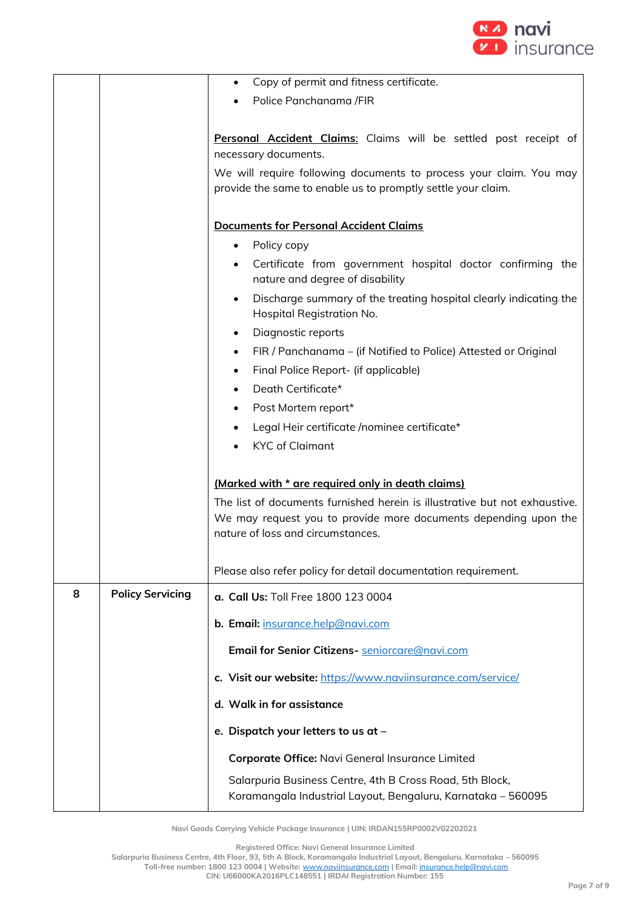| | | |
|---|---|---|
| | | • Copy of permit and fitness certificate.<br>• Police Panchanama /FIR<br><br>**Personal Accident Claims**: Claims will be settled post receipt of necessary documents.<br>We will require following documents to process your claim. You may provide the same to enable us to promptly settle your claim.<br><br>**Documents for Personal Accident Claims**<br>• Policy copy<br>• Certificate from government hospital doctor confirming the nature and degree of disability<br>• Discharge summary of the treating hospital clearly indicating the Hospital Registration No.<br>• Diagnostic reports<br>• FIR / Panchanama – (if Notified to Police) Attested or Original<br>• Final Police Report- (if applicable)<br>• Death Certificate*<br>• Post Mortem report*<br>• Legal Heir certificate /nominee certificate*<br>• KYC of Claimant<br><br>**(Marked with * are required only in death claims)**<br>The list of documents furnished herein is illustrative but not exhaustive. We may request you to provide more documents depending upon the nature of loss and circumstances.<br><br>Please also refer policy for detail documentation requirement. |
| 8 | **Policy Servicing** | **a. Call Us:** Toll Free 1800 123 0004<br><br>**b. Email:** insurance.help@navi.com<br><br>**Email for Senior Citizens-** seniorcare@navi.com<br><br>**c. Visit our website:** https://www.naviinsurance.com/service/<br><br>**d. Walk in for assistance**<br><br>**e. Dispatch your letters to us at –**<br><br>**Corporate Office:** Navi General Insurance Limited<br><br>Salarpuria Business Centre, 4th B Cross Road, 5th Block, Koramangala Industrial Layout, Bengaluru, Karnataka – 560095 |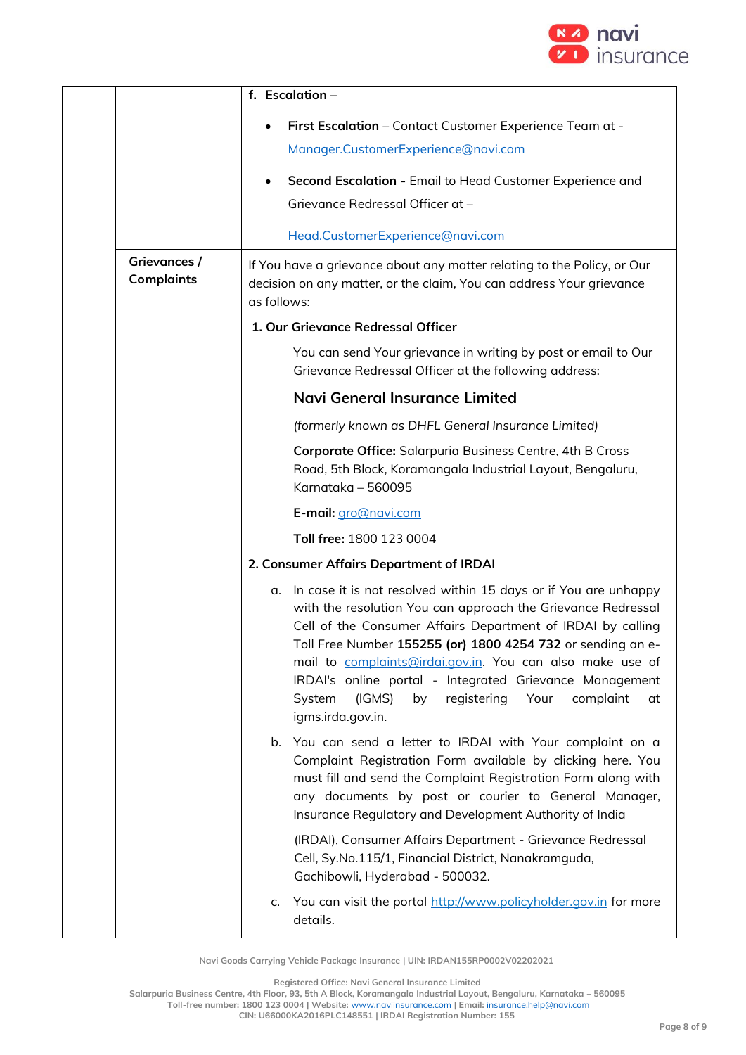| | | **f. Escalation –**<br><br>• **First Escalation** – Contact Customer Experience Team at - Manager.CustomerExperience@navi.com<br><br>• **Second Escalation -** Email to Head Customer Experience and Grievance Redressal Officer at – Head.CustomerExperience@navi.com |
|---|---|---|
| | **Grievances / Complaints** | If You have a grievance about any matter relating to the Policy, or Our decision on any matter, or the claim, You can address Your grievance as follows:<br><br>**1. Our Grievance Redressal Officer**<br><br>You can send Your grievance in writing by post or email to Our Grievance Redressal Officer at the following address:<br><br>**Navi General Insurance Limited**<br><br>*(formerly known as DHFL General Insurance Limited)*<br><br>**Corporate Office:** Salarpuria Business Centre, 4th B Cross Road, 5th Block, Koramangala Industrial Layout, Bengaluru, Karnataka – 560095<br><br>**E-mail:** gro@navi.com<br><br>**Toll free:** 1800 123 0004<br><br>**2. Consumer Affairs Department of IRDAI**<br><br>a. In case it is not resolved within 15 days or if You are unhappy with the resolution You can approach the Grievance Redressal Cell of the Consumer Affairs Department of IRDAI by calling Toll Free Number **155255 (or) 1800 4254 732** or sending an e-mail to complaints@irdai.gov.in. You can also make use of IRDAI's online portal - Integrated Grievance Management System (IGMS) by registering Your complaint at igms.irda.gov.in.<br><br>b. You can send a letter to IRDAI with Your complaint on a Complaint Registration Form available by clicking here. You must fill and send the Complaint Registration Form along with any documents by post or courier to General Manager, Insurance Regulatory and Development Authority of India (IRDAI), Consumer Affairs Department - Grievance Redressal Cell, Sy.No.115/1, Financial District, Nanakramguda, Gachibowli, Hyderabad - 500032.<br><br>c. You can visit the portal http://www.policyholder.gov.in for more details. |

Navi Goods Carrying Vehicle Package Insurance | UIN: IRDAN155RP0002V02202021

Registered Office: Navi General Insurance Limited
Salarpuria Business Centre, 4th Floor, 93, 5th A Block, Koramangala Industrial Layout, Bengaluru, Karnataka – 560095
Toll-free number: 1800 123 0004 | Website: www.naviinsurance.com | Email: insurance.help@navi.com
CIN: U66000KA2016PLC148551 | IRDAI Registration Number: 155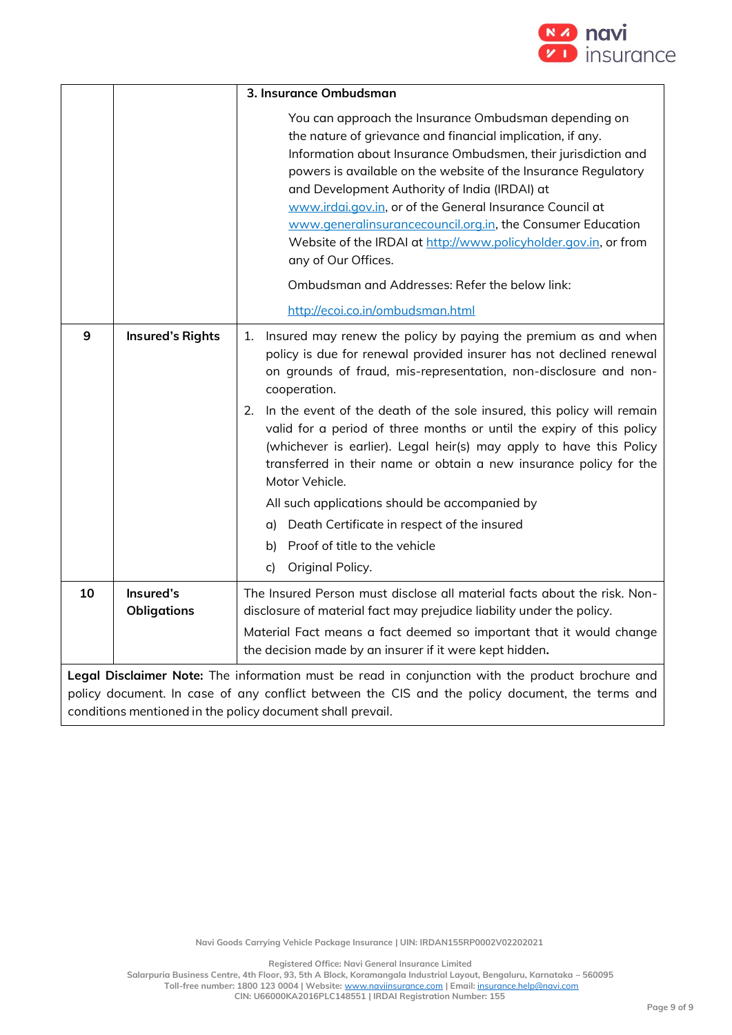| | | |
|---|---|---|
| | | **3. Insurance Ombudsman**<br><br>You can approach the Insurance Ombudsman depending on the nature of grievance and financial implication, if any. Information about Insurance Ombudsmen, their jurisdiction and powers is available on the website of the Insurance Regulatory and Development Authority of India (IRDAI) at www.irdai.gov.in, or of the General Insurance Council at www.generalinsurancecouncil.org.in, the Consumer Education Website of the IRDAI at http://www.policyholder.gov.in, or from any of Our Offices.<br><br>Ombudsman and Addresses: Refer the below link:<br><br>http://ecoi.co.in/ombudsman.html |
| **9** | **Insured's Rights** | 1. Insured may renew the policy by paying the premium as and when policy is due for renewal provided insurer has not declined renewal on grounds of fraud, mis-representation, non-disclosure and non-cooperation.<br>2. In the event of the death of the sole insured, this policy will remain valid for a period of three months or until the expiry of this policy (whichever is earlier). Legal heir(s) may apply to have this Policy transferred in their name or obtain a new insurance policy for the Motor Vehicle.<br>All such applications should be accompanied by<br>a) Death Certificate in respect of the insured<br>b) Proof of title to the vehicle<br>c) Original Policy. |
| **10** | **Insured's Obligations** | The Insured Person must disclose all material facts about the risk. Non-disclosure of material fact may prejudice liability under the policy.<br><br>Material Fact means a fact deemed so important that it would change the decision made by an insurer if it were kept hidden**.** |

**Legal Disclaimer Note:** The information must be read in conjunction with the product brochure and policy document. In case of any conflict between the CIS and the policy document, the terms and conditions mentioned in the policy document shall prevail.